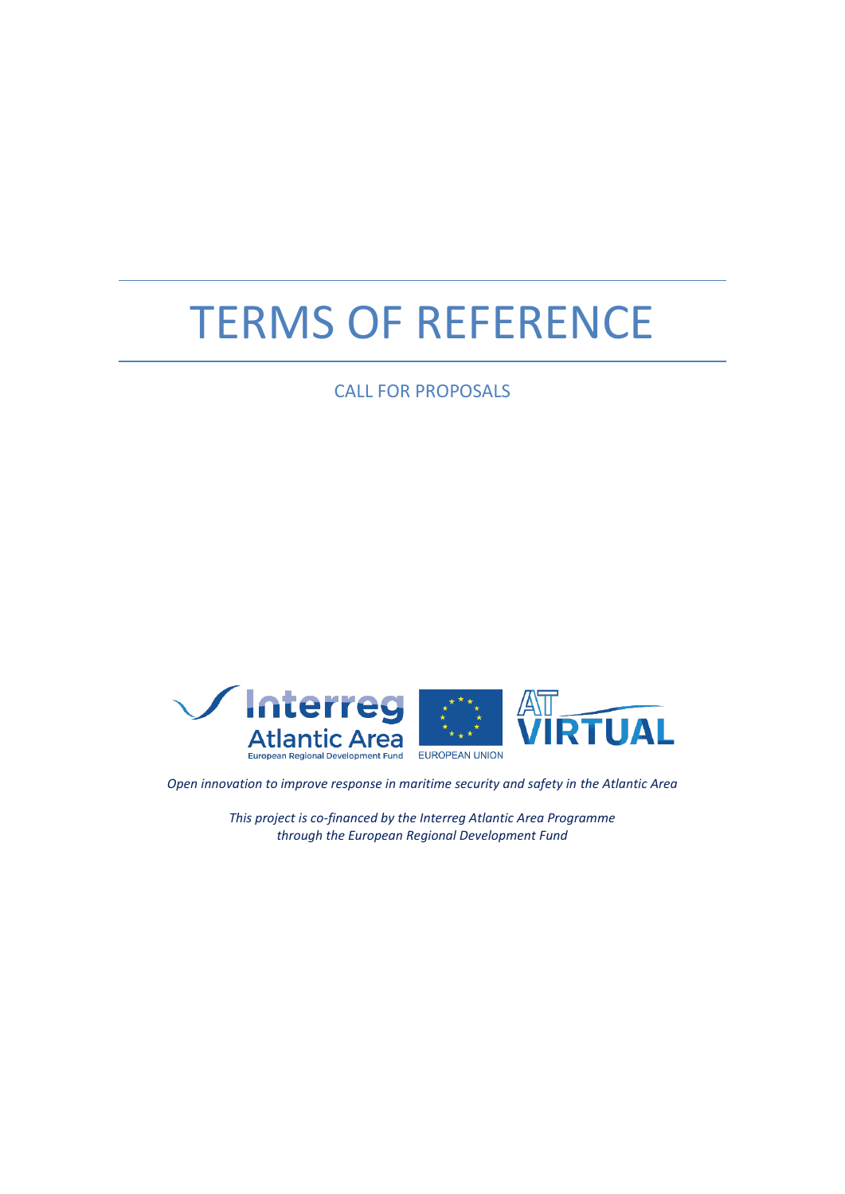# TERMS OF REFERENCE

CALL FOR PROPOSALS

*Open innovation to improve response in maritime security and safety in the Atlantic Area*

*This project is co-financed by the Interreg Atlantic Area Programme through the European Regional Development Fund*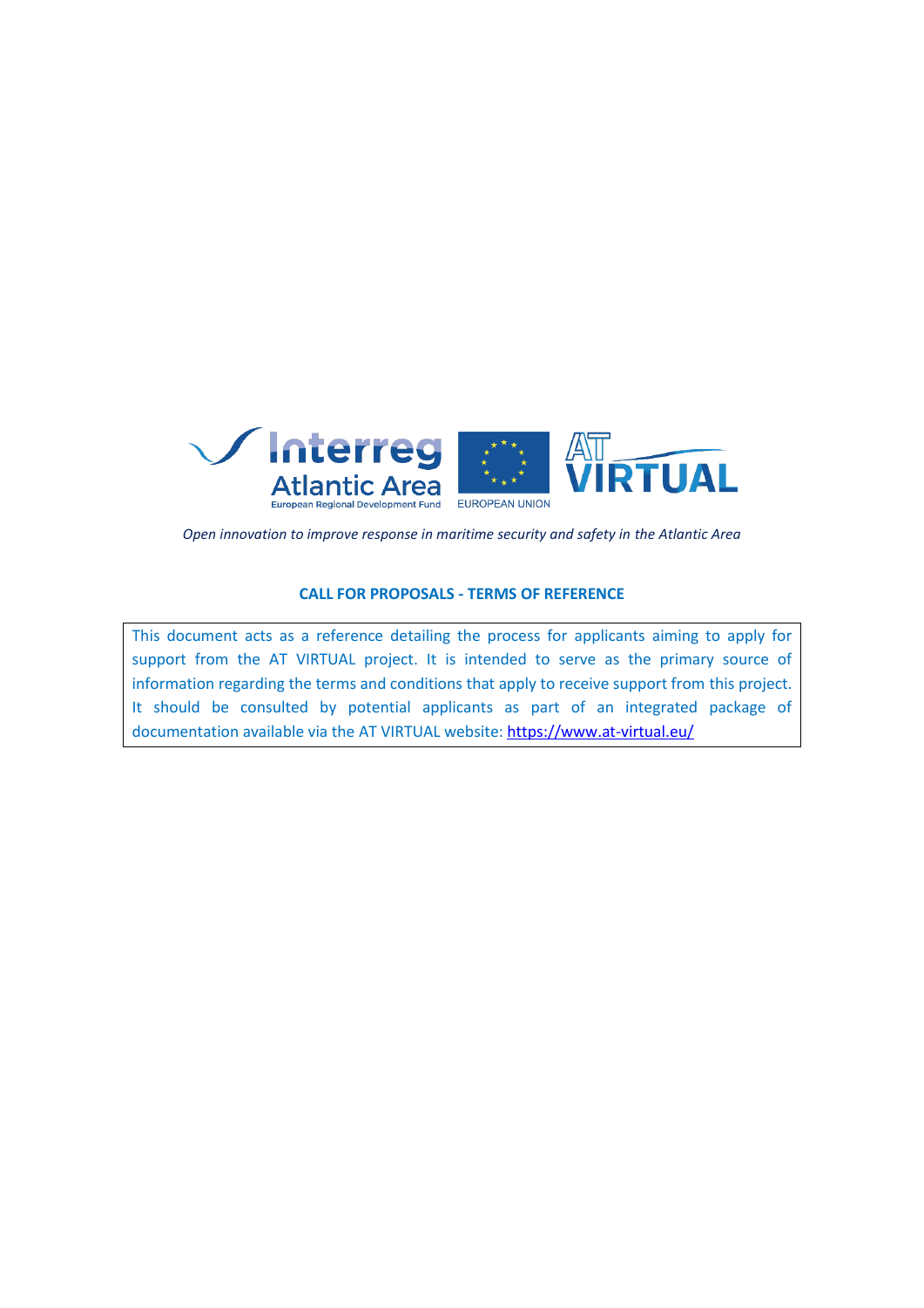*Open innovation to improve response in maritime security and safety in the Atlantic Area*

## CALL FOR PROPOSALS - TERMS OF REFERENCE

This document acts as a reference detailing the process for applicants aiming to apply for support from the AT VIRTUAL project. It is intended to serve as the primary source of information regarding the terms and conditions that apply to receive support from this project. It should be consulted by potential applicants as part of an integrated package of documentation available via the AT VIRTUAL website: [https://www.at-virtual.eu/](https://www.at-virtual.eu/)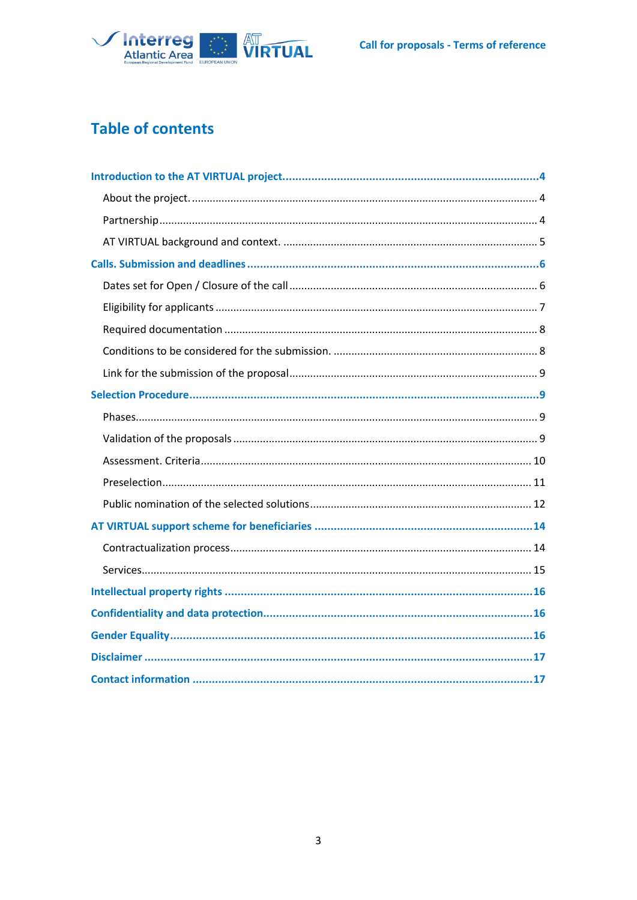# Table of contents

**Introduction to the AT VIRTUAL project** ..... 4

- About the project. ..... 4
- Partnership ..... 4
- AT VIRTUAL background and context. ..... 5

**Calls. Submission and deadlines** ..... 6

- Dates set for Open / Closure of the call ..... 6
- Eligibility for applicants ..... 7
- Required documentation ..... 8
- Conditions to be considered for the submission. ..... 8
- Link for the submission of the proposal ..... 9

**Selection Procedure** ..... 9

- Phases ..... 9
- Validation of the proposals ..... 9
- Assessment. Criteria ..... 10
- Preselection ..... 11
- Public nomination of the selected solutions ..... 12

**AT VIRTUAL support scheme for beneficiaries** ..... 14

- Contractualization process ..... 14
- Services ..... 15

**Intellectual property rights** ..... 16

**Confidentiality and data protection** ..... 16

**Gender Equality** ..... 16

**Disclaimer** ..... 17

**Contact information** ..... 17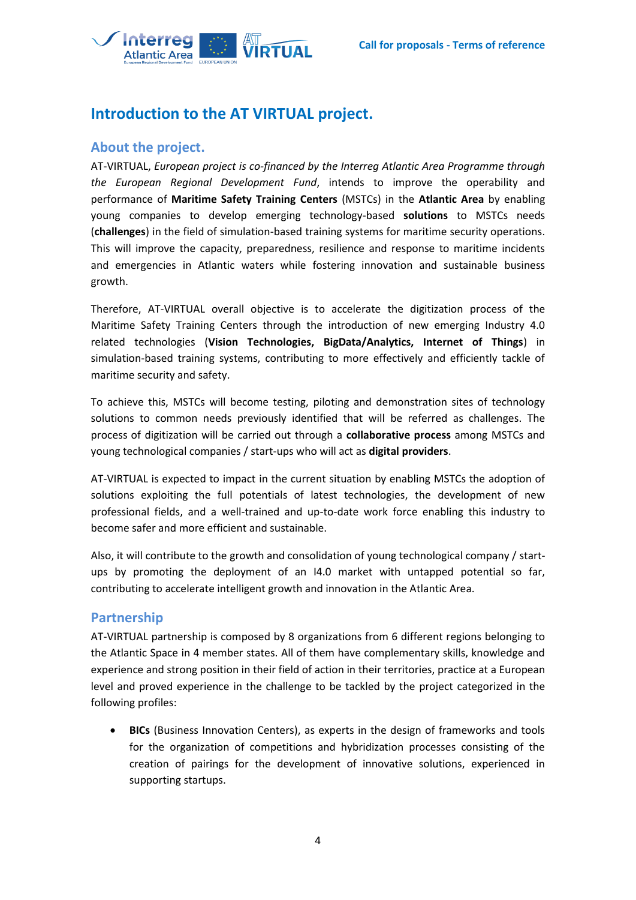## Introduction to the AT VIRTUAL project.

### About the project.

AT-VIRTUAL, *European project is co-financed by the Interreg Atlantic Area Programme through the European Regional Development Fund*, intends to improve the operability and performance of **Maritime Safety Training Centers** (MSTCs) in the **Atlantic Area** by enabling young companies to develop emerging technology-based **solutions** to MSTCs needs (**challenges**) in the field of simulation-based training systems for maritime security operations. This will improve the capacity, preparedness, resilience and response to maritime incidents and emergencies in Atlantic waters while fostering innovation and sustainable business growth.

Therefore, AT-VIRTUAL overall objective is to accelerate the digitization process of the Maritime Safety Training Centers through the introduction of new emerging Industry 4.0 related technologies (**Vision Technologies, BigData/Analytics, Internet of Things**) in simulation-based training systems, contributing to more effectively and efficiently tackle of maritime security and safety.

To achieve this, MSTCs will become testing, piloting and demonstration sites of technology solutions to common needs previously identified that will be referred as challenges. The process of digitization will be carried out through a **collaborative process** among MSTCs and young technological companies / start-ups who will act as **digital providers**.

AT-VIRTUAL is expected to impact in the current situation by enabling MSTCs the adoption of solutions exploiting the full potentials of latest technologies, the development of new professional fields, and a well-trained and up-to-date work force enabling this industry to become safer and more efficient and sustainable.

Also, it will contribute to the growth and consolidation of young technological company / start-ups by promoting the deployment of an I4.0 market with untapped potential so far, contributing to accelerate intelligent growth and innovation in the Atlantic Area.

### Partnership

AT-VIRTUAL partnership is composed by 8 organizations from 6 different regions belonging to the Atlantic Space in 4 member states. All of them have complementary skills, knowledge and experience and strong position in their field of action in their territories, practice at a European level and proved experience in the challenge to be tackled by the project categorized in the following profiles:

- **BICs** (Business Innovation Centers), as experts in the design of frameworks and tools for the organization of competitions and hybridization processes consisting of the creation of pairings for the development of innovative solutions, experienced in supporting startups.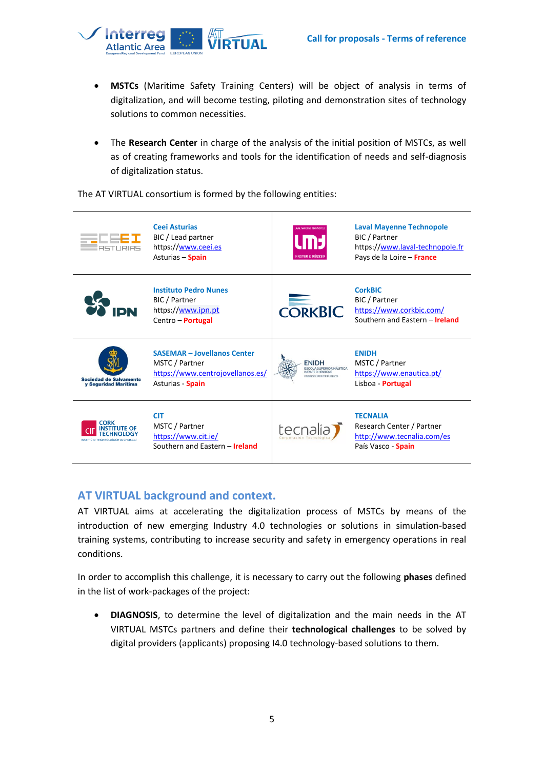- **MSTCs** (Maritime Safety Training Centers) will be object of analysis in terms of digitalization, and will become testing, piloting and demonstration sites of technology solutions to common necessities.

- The **Research Center** in charge of the analysis of the initial position of MSTCs, as well as of creating frameworks and tools for the identification of needs and self-diagnosis of digitalization status.

The AT VIRTUAL consortium is formed by the following entities:

| | | | |
|---|---|---|---|
| | **Ceei Asturias**<br>BIC / Lead partner<br>https://www.ceei.es<br>Asturias – **Spain** | | **Laval Mayenne Technopole**<br>BIC / Partner<br>https://www.laval-technopole.fr<br>Pays de la Loire – **France** |
| | **Instituto Pedro Nunes**<br>BIC / Partner<br>https://www.ipn.pt<br>Centro – **Portugal** | | **CorkBIC**<br>BIC / Partner<br>https://www.corkbic.com/<br>Southern and Eastern – **Ireland** |
| | **SASEMAR – Jovellanos Center**<br>MSTC / Partner<br>https://www.centrojovellanos.es/<br>Asturias - **Spain** | | **ENIDH**<br>MSTC / Partner<br>https://www.enautica.pt/<br>Lisboa - **Portugal** |
| | **CIT**<br>MSTC / Partner<br>https://www.cit.ie/<br>Southern and Eastern – **Ireland** | | **TECNALIA**<br>Research Center / Partner<br>http://www.tecnalia.com/es<br>País Vasco - **Spain** |

## AT VIRTUAL background and context.

AT VIRTUAL aims at accelerating the digitalization process of MSTCs by means of the introduction of new emerging Industry 4.0 technologies or solutions in simulation-based training systems, contributing to increase security and safety in emergency operations in real conditions.

In order to accomplish this challenge, it is necessary to carry out the following **phases** defined in the list of work-packages of the project:

- **DIAGNOSIS**, to determine the level of digitalization and the main needs in the AT VIRTUAL MSTCs partners and define their **technological challenges** to be solved by digital providers (applicants) proposing I4.0 technology-based solutions to them.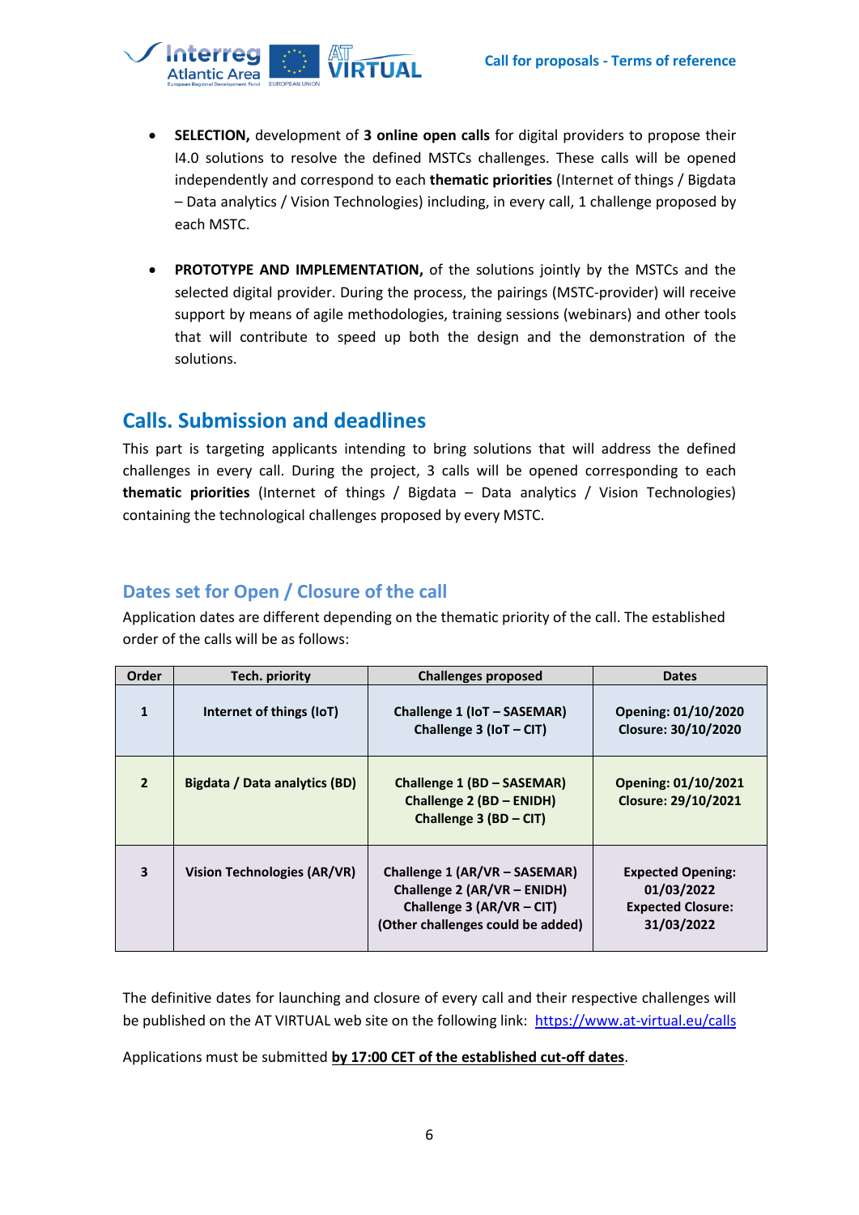- **SELECTION,** development of **3 online open calls** for digital providers to propose their I4.0 solutions to resolve the defined MSTCs challenges. These calls will be opened independently and correspond to each **thematic priorities** (Internet of things / Bigdata – Data analytics / Vision Technologies) including, in every call, 1 challenge proposed by each MSTC.

- **PROTOTYPE AND IMPLEMENTATION,** of the solutions jointly by the MSTCs and the selected digital provider. During the process, the pairings (MSTC-provider) will receive support by means of agile methodologies, training sessions (webinars) and other tools that will contribute to speed up both the design and the demonstration of the solutions.

## Calls. Submission and deadlines

This part is targeting applicants intending to bring solutions that will address the defined challenges in every call. During the project, 3 calls will be opened corresponding to each **thematic priorities** (Internet of things / Bigdata – Data analytics / Vision Technologies) containing the technological challenges proposed by every MSTC.

### Dates set for Open / Closure of the call

Application dates are different depending on the thematic priority of the call. The established order of the calls will be as follows:

| Order | Tech. priority | Challenges proposed | Dates |
|---|---|---|---|
| **1** | **Internet of things (IoT)** | **Challenge 1 (IoT – SASEMAR)**<br>**Challenge 3 (IoT – CIT)** | **Opening: 01/10/2020**<br>**Closure: 30/10/2020** |
| **2** | **Bigdata / Data analytics (BD)** | **Challenge 1 (BD – SASEMAR)**<br>**Challenge 2 (BD – ENIDH)**<br>**Challenge 3 (BD – CIT)** | **Opening: 01/10/2021**<br>**Closure: 29/10/2021** |
| **3** | **Vision Technologies (AR/VR)** | **Challenge 1 (AR/VR – SASEMAR)**<br>**Challenge 2 (AR/VR – ENIDH)**<br>**Challenge 3 (AR/VR – CIT)**<br>**(Other challenges could be added)** | **Expected Opening: 01/03/2022**<br>**Expected Closure: 31/03/2022** |

The definitive dates for launching and closure of every call and their respective challenges will be published on the AT VIRTUAL web site on the following link: https://www.at-virtual.eu/calls

Applications must be submitted **by 17:00 CET of the established cut-off dates**.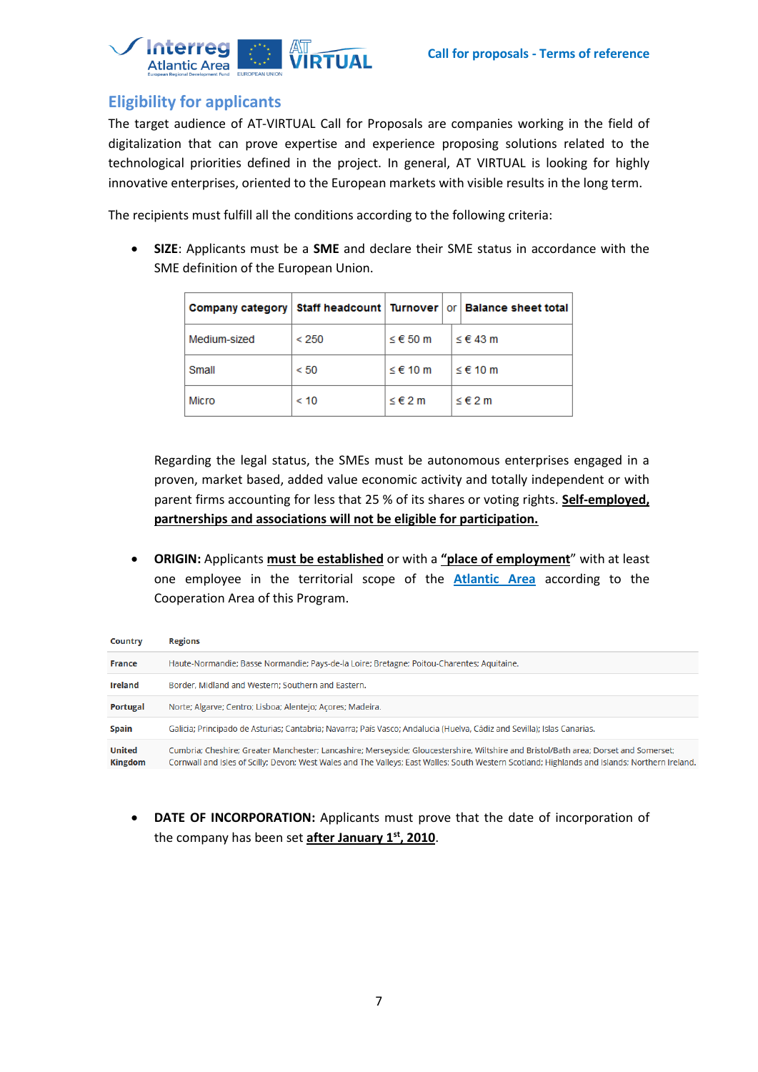## Eligibility for applicants

The target audience of AT-VIRTUAL Call for Proposals are companies working in the field of digitalization that can prove expertise and experience proposing solutions related to the technological priorities defined in the project. In general, AT VIRTUAL is looking for highly innovative enterprises, oriented to the European markets with visible results in the long term.

The recipients must fulfill all the conditions according to the following criteria:

- **SIZE**: Applicants must be a **SME** and declare their SME status in accordance with the SME definition of the European Union.

| Company category | Staff headcount | Turnover | or | Balance sheet total |
|---|---|---|---|---|
| Medium-sized | < 250 | ≤ € 50 m | | ≤ € 43 m |
| Small | < 50 | ≤ € 10 m | | ≤ € 10 m |
| Micro | < 10 | ≤ € 2 m | | ≤ € 2 m |

Regarding the legal status, the SMEs must be autonomous enterprises engaged in a proven, market based, added value economic activity and totally independent or with parent firms accounting for less that 25 % of its shares or voting rights. **Self-employed, partnerships and associations will not be eligible for participation.**

- **ORIGIN:** Applicants **must be established** or with a **"place of employment**" with at least one employee in the territorial scope of the **Atlantic Area** according to the Cooperation Area of this Program.

| Country | Regions |
|---|---|
| France | Haute-Normandie; Basse Normandie; Pays-de-la Loire; Bretagne; Poitou-Charentes; Aquitaine. |
| Ireland | Border, Midland and Western; Southern and Eastern. |
| Portugal | Norte; Algarve; Centro; Lisboa; Alentejo; Açores; Madeira. |
| Spain | Galicia; Principado de Asturias; Cantabria; Navarra; País Vasco; Andalucía (Huelva, Cádiz and Sevilla); Islas Canarias. |
| United Kingdom | Cumbria; Cheshire; Greater Manchester; Lancashire; Merseyside; Gloucestershire, Wiltshire and Bristol/Bath area; Dorset and Somerset; Cornwall and Isles of Scilly; Devon; West Wales and The Valleys; East Walles; South Western Scotland; Highlands and Islands; Northern Ireland. |

- **DATE OF INCORPORATION:** Applicants must prove that the date of incorporation of the company has been set **after January 1st, 2010**.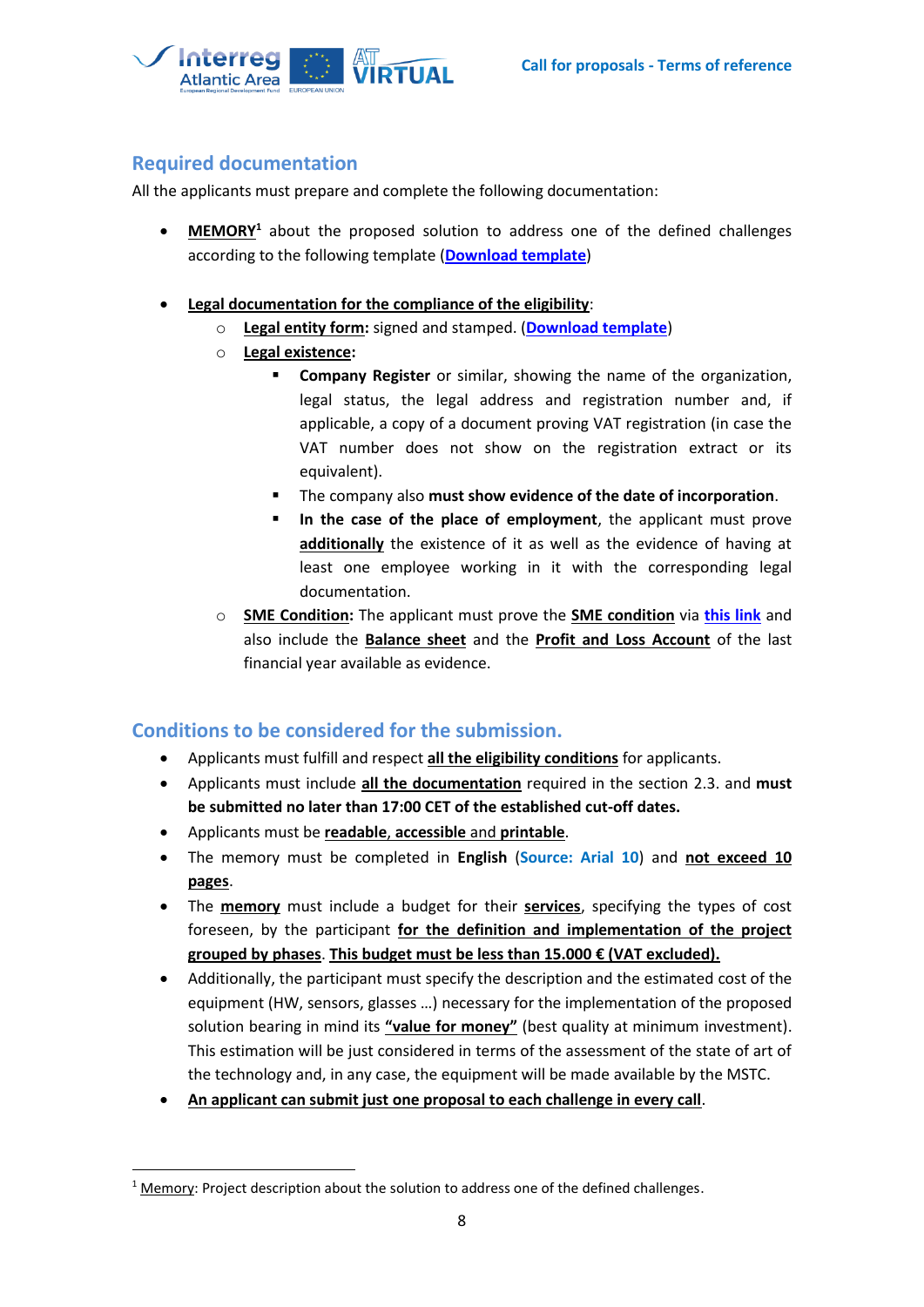## Required documentation

All the applicants must prepare and complete the following documentation:

- **MEMORY**[1] about the proposed solution to address one of the defined challenges according to the following template (**Download template**)

- **Legal documentation for the compliance of the eligibility**:
  - **Legal entity form:** signed and stamped. (**Download template**)
  - **Legal existence:**
    - **Company Register** or similar, showing the name of the organization, legal status, the legal address and registration number and, if applicable, a copy of a document proving VAT registration (in case the VAT number does not show on the registration extract or its equivalent).
    - The company also **must show evidence of the date of incorporation**.
    - **In the case of the place of employment**, the applicant must prove **additionally** the existence of it as well as the evidence of having at least one employee working in it with the corresponding legal documentation.
  - **SME Condition:** The applicant must prove the **SME condition** via **this link** and also include the **Balance sheet** and the **Profit and Loss Account** of the last financial year available as evidence.

## Conditions to be considered for the submission.

- Applicants must fulfill and respect **all the eligibility conditions** for applicants.
- Applicants must include **all the documentation** required in the section 2.3. and **must be submitted no later than 17:00 CET of the established cut-off dates.**
- Applicants must be **readable**, **accessible** and **printable**.
- The memory must be completed in **English** (**Source: Arial 10**) and **not exceed 10 pages**.
- The **memory** must include a budget for their **services**, specifying the types of cost foreseen, by the participant **for the definition and implementation of the project grouped by phases**. **This budget must be less than 15.000 € (VAT excluded).**
- Additionally, the participant must specify the description and the estimated cost of the equipment (HW, sensors, glasses …) necessary for the implementation of the proposed solution bearing in mind its **"value for money"** (best quality at minimum investment). This estimation will be just considered in terms of the assessment of the state of art of the technology and, in any case, the equipment will be made available by the MSTC.
- **An applicant can submit just one proposal to each challenge in every call**.

[1] Memory: Project description about the solution to address one of the defined challenges.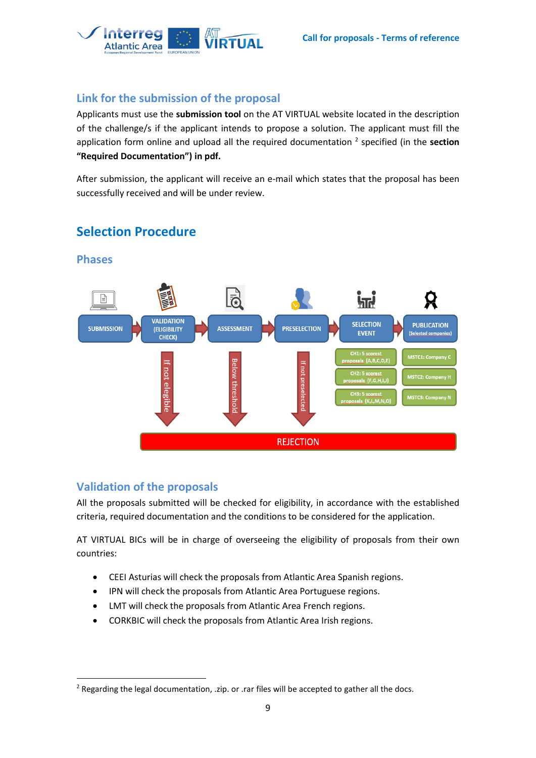## Link for the submission of the proposal

Applicants must use the **submission tool** on the AT VIRTUAL website located in the description of the challenge/s if the applicant intends to propose a solution. The applicant must fill the application form online and upload all the required documentation [2] specified (in the **section "Required Documentation") in pdf.**

After submission, the applicant will receive an e-mail which states that the proposal has been successfully received and will be under review.

# Selection Procedure

## Phases

SUBMISSION → VALIDATION (ELIGIBILITY CHECK) → ASSESSMENT → PRESELECTION → SELECTION EVENT → PUBLICATION (Selected companies)

- VALIDATION: If not elegible → REJECTION
- ASSESSMENT: Below threshold → REJECTION
- PRESELECTION: If not preselected → REJECTION

| SELECTION EVENT | PUBLICATION |
|---|---|
| CH1: 5 scorest proposals (A,B,C,D,E) | MSTC1: Company C |
| CH2: 5 scorest proposals (F,G,H,I,J) | MSTC2: Company H |
| CH3: 5 scorest proposals (K,L,M,N,O) | MSTC3: Company N |

## Validation of the proposals

All the proposals submitted will be checked for eligibility, in accordance with the established criteria, required documentation and the conditions to be considered for the application.

AT VIRTUAL BICs will be in charge of overseeing the eligibility of proposals from their own countries:

- CEEI Asturias will check the proposals from Atlantic Area Spanish regions.
- IPN will check the proposals from Atlantic Area Portuguese regions.
- LMT will check the proposals from Atlantic Area French regions.
- CORKBIC will check the proposals from Atlantic Area Irish regions.

---

[2] Regarding the legal documentation, .zip. or .rar files will be accepted to gather all the docs.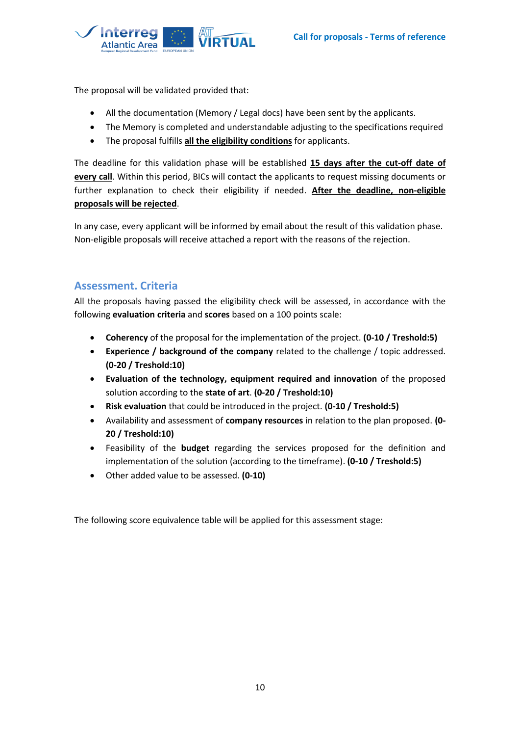The proposal will be validated provided that:

- All the documentation (Memory / Legal docs) have been sent by the applicants.
- The Memory is completed and understandable adjusting to the specifications required
- The proposal fulfills **all the eligibility conditions** for applicants.

The deadline for this validation phase will be established **15 days after the cut-off date of every call**. Within this period, BICs will contact the applicants to request missing documents or further explanation to check their eligibility if needed. **After the deadline, non-eligible proposals will be rejected**.

In any case, every applicant will be informed by email about the result of this validation phase. Non-eligible proposals will receive attached a report with the reasons of the rejection.

## Assessment. Criteria

All the proposals having passed the eligibility check will be assessed, in accordance with the following **evaluation criteria** and **scores** based on a 100 points scale:

- **Coherency** of the proposal for the implementation of the project. **(0-10 / Treshold:5)**
- **Experience / background of the company** related to the challenge / topic addressed. **(0-20 / Treshold:10)**
- **Evaluation of the technology, equipment required and innovation** of the proposed solution according to the **state of art**. **(0-20 / Treshold:10)**
- **Risk evaluation** that could be introduced in the project. **(0-10 / Treshold:5)**
- Availability and assessment of **company resources** in relation to the plan proposed. **(0-20 / Treshold:10)**
- Feasibility of the **budget** regarding the services proposed for the definition and implementation of the solution (according to the timeframe). **(0-10 / Treshold:5)**
- Other added value to be assessed. **(0-10)**

The following score equivalence table will be applied for this assessment stage: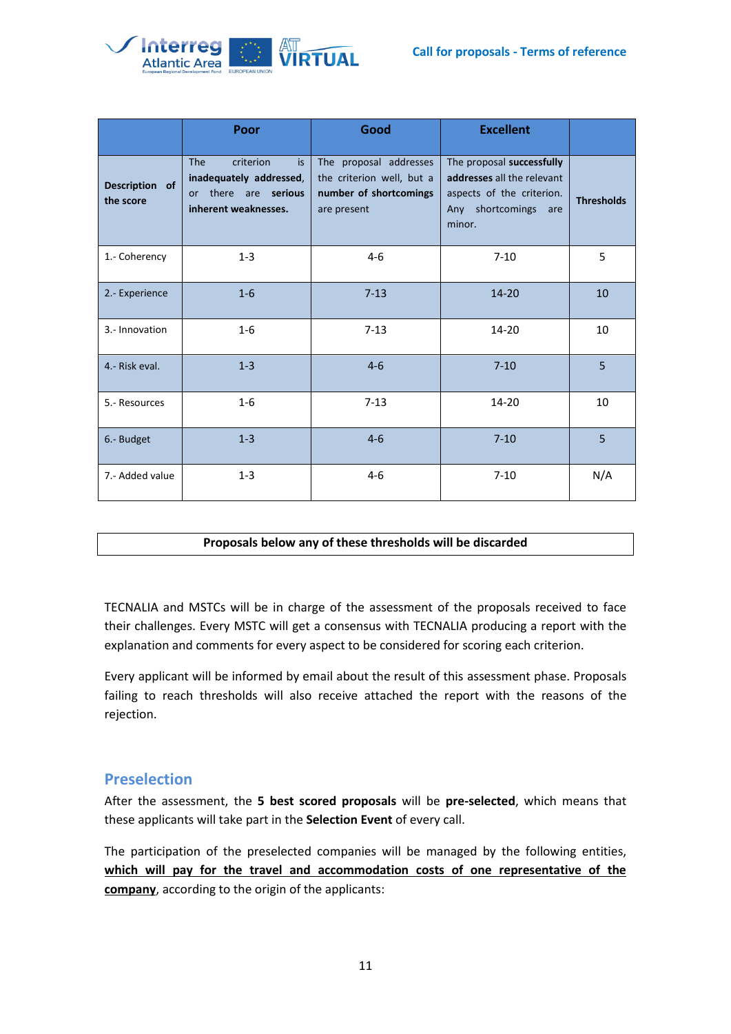| | Poor | Good | Excellent | |
|---|---|---|---|---|
| **Description of the score** | The criterion is **inadequately addressed**, or there are **serious inherent weaknesses.** | The proposal addresses the criterion well, but a **number of shortcomings** are present | The proposal **successfully addresses** all the relevant aspects of the criterion. Any shortcomings are minor. | **Thresholds** |
| 1.- Coherency | 1-3 | 4-6 | 7-10 | 5 |
| 2.- Experience | 1-6 | 7-13 | 14-20 | 10 |
| 3.- Innovation | 1-6 | 7-13 | 14-20 | 10 |
| 4.- Risk eval. | 1-3 | 4-6 | 7-10 | 5 |
| 5.- Resources | 1-6 | 7-13 | 14-20 | 10 |
| 6.- Budget | 1-3 | 4-6 | 7-10 | 5 |
| 7.- Added value | 1-3 | 4-6 | 7-10 | N/A |

**Proposals below any of these thresholds will be discarded**

TECNALIA and MSTCs will be in charge of the assessment of the proposals received to face their challenges. Every MSTC will get a consensus with TECNALIA producing a report with the explanation and comments for every aspect to be considered for scoring each criterion.

Every applicant will be informed by email about the result of this assessment phase. Proposals failing to reach thresholds will also receive attached the report with the reasons of the rejection.

## Preselection

After the assessment, the **5 best scored proposals** will be **pre-selected**, which means that these applicants will take part in the **Selection Event** of every call.

The participation of the preselected companies will be managed by the following entities, **which will pay for the travel and accommodation costs of one representative of the company**, according to the origin of the applicants: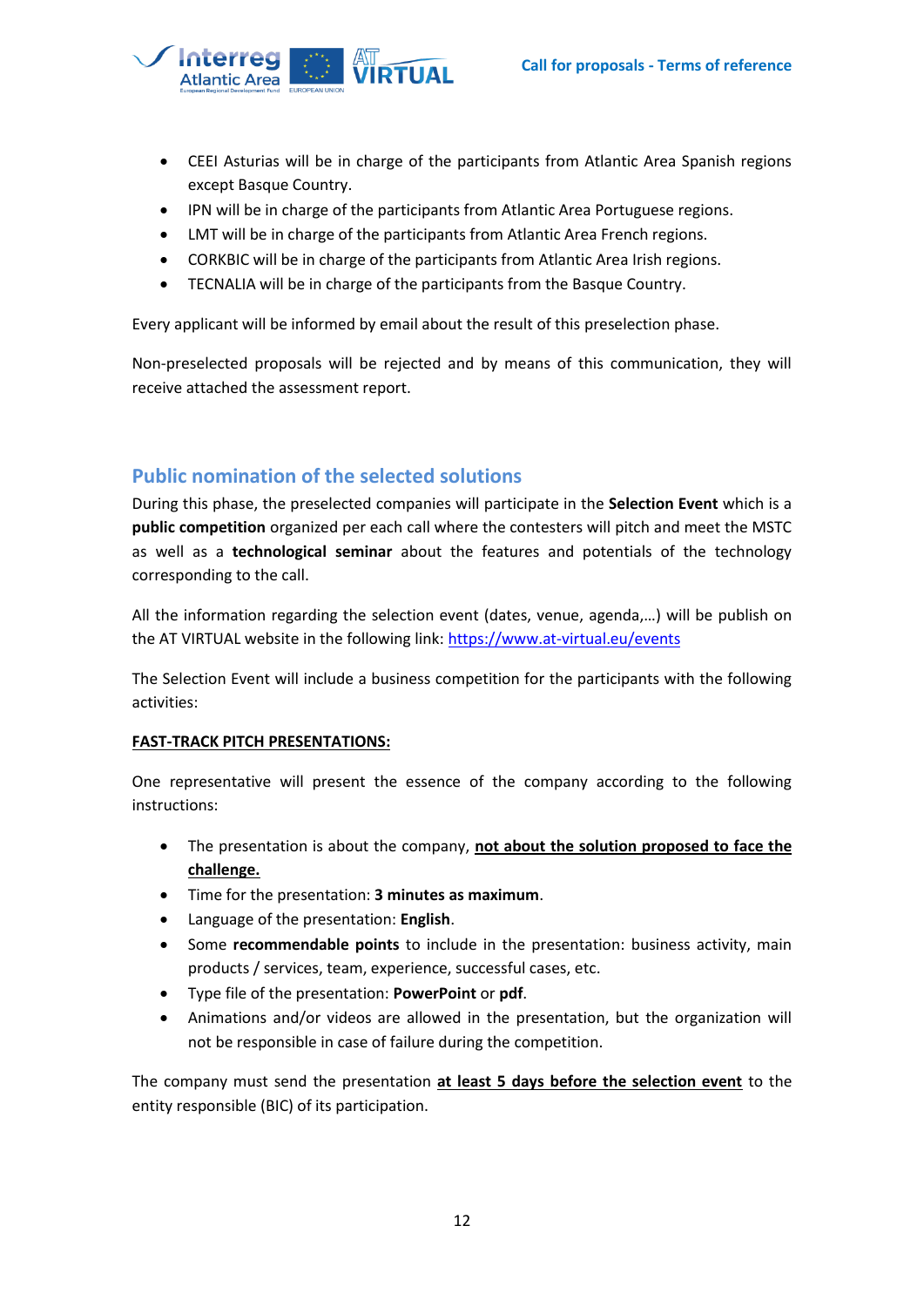- CEEI Asturias will be in charge of the participants from Atlantic Area Spanish regions except Basque Country.
- IPN will be in charge of the participants from Atlantic Area Portuguese regions.
- LMT will be in charge of the participants from Atlantic Area French regions.
- CORKBIC will be in charge of the participants from Atlantic Area Irish regions.
- TECNALIA will be in charge of the participants from the Basque Country.

Every applicant will be informed by email about the result of this preselection phase.

Non-preselected proposals will be rejected and by means of this communication, they will receive attached the assessment report.

## Public nomination of the selected solutions

During this phase, the preselected companies will participate in the **Selection Event** which is a **public competition** organized per each call where the contesters will pitch and meet the MSTC as well as a **technological seminar** about the features and potentials of the technology corresponding to the call.

All the information regarding the selection event (dates, venue, agenda,…) will be publish on the AT VIRTUAL website in the following link: https://www.at-virtual.eu/events

The Selection Event will include a business competition for the participants with the following activities:

**FAST-TRACK PITCH PRESENTATIONS:**

One representative will present the essence of the company according to the following instructions:

- The presentation is about the company, **not about the solution proposed to face the challenge.**
- Time for the presentation: **3 minutes as maximum**.
- Language of the presentation: **English**.
- Some **recommendable points** to include in the presentation: business activity, main products / services, team, experience, successful cases, etc.
- Type file of the presentation: **PowerPoint** or **pdf**.
- Animations and/or videos are allowed in the presentation, but the organization will not be responsible in case of failure during the competition.

The company must send the presentation **at least 5 days before the selection event** to the entity responsible (BIC) of its participation.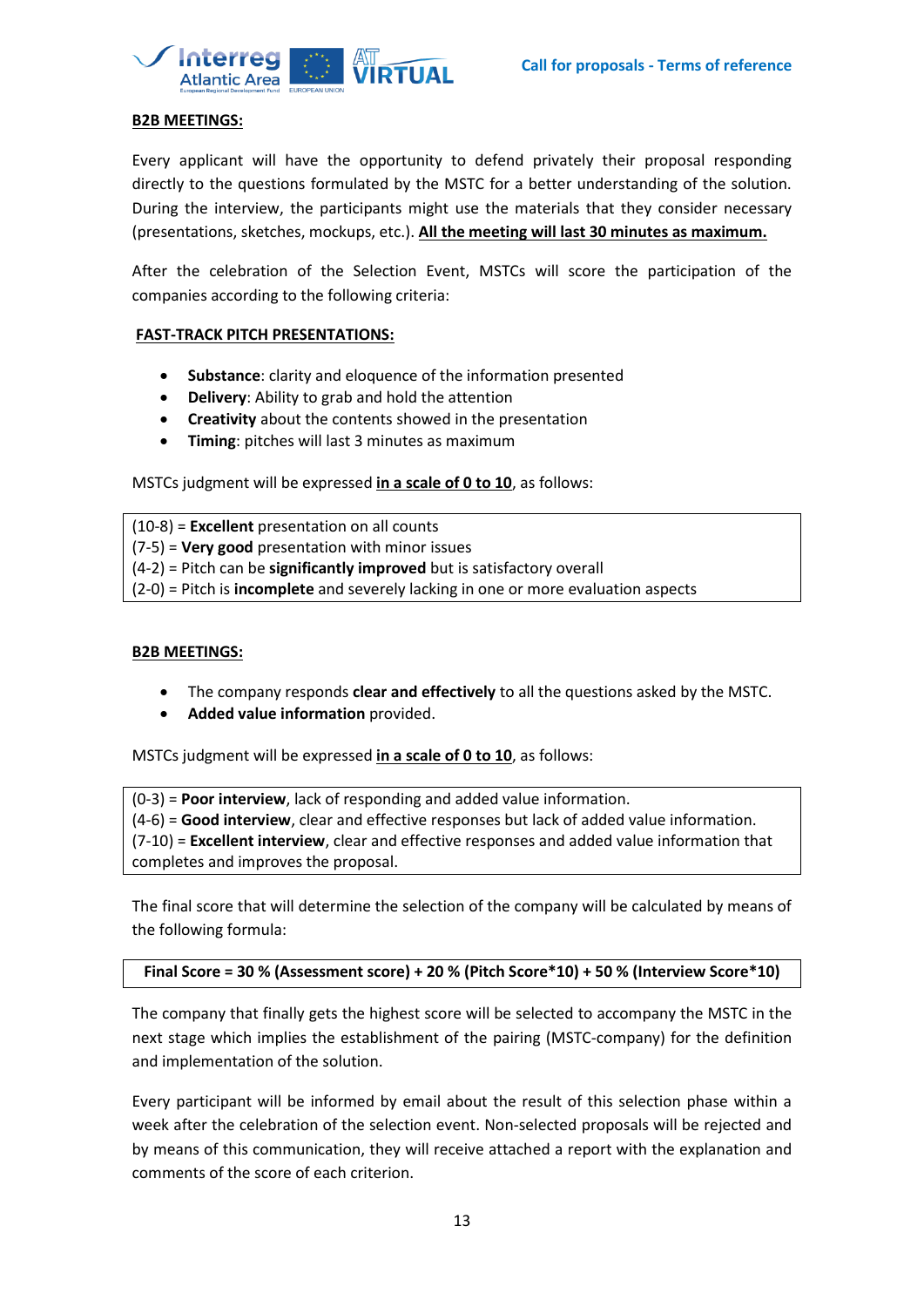**B2B MEETINGS:**

Every applicant will have the opportunity to defend privately their proposal responding directly to the questions formulated by the MSTC for a better understanding of the solution. During the interview, the participants might use the materials that they consider necessary (presentations, sketches, mockups, etc.). **All the meeting will last 30 minutes as maximum.**

After the celebration of the Selection Event, MSTCs will score the participation of the companies according to the following criteria:

**FAST-TRACK PITCH PRESENTATIONS:**

- **Substance**: clarity and eloquence of the information presented
- **Delivery**: Ability to grab and hold the attention
- **Creativity** about the contents showed in the presentation
- **Timing**: pitches will last 3 minutes as maximum

MSTCs judgment will be expressed **in a scale of 0 to 10**, as follows:

(10-8) = **Excellent** presentation on all counts
(7-5) = **Very good** presentation with minor issues
(4-2) = Pitch can be **significantly improved** but is satisfactory overall
(2-0) = Pitch is **incomplete** and severely lacking in one or more evaluation aspects

**B2B MEETINGS:**

- The company responds **clear and effectively** to all the questions asked by the MSTC.
- **Added value information** provided.

MSTCs judgment will be expressed **in a scale of 0 to 10**, as follows:

(0-3) = **Poor interview**, lack of responding and added value information.
(4-6) = **Good interview**, clear and effective responses but lack of added value information.
(7-10) = **Excellent interview**, clear and effective responses and added value information that completes and improves the proposal.

The final score that will determine the selection of the company will be calculated by means of the following formula:

**Final Score = 30 % (Assessment score) + 20 % (Pitch Score*10) + 50 % (Interview Score*10)**

The company that finally gets the highest score will be selected to accompany the MSTC in the next stage which implies the establishment of the pairing (MSTC-company) for the definition and implementation of the solution.

Every participant will be informed by email about the result of this selection phase within a week after the celebration of the selection event. Non-selected proposals will be rejected and by means of this communication, they will receive attached a report with the explanation and comments of the score of each criterion.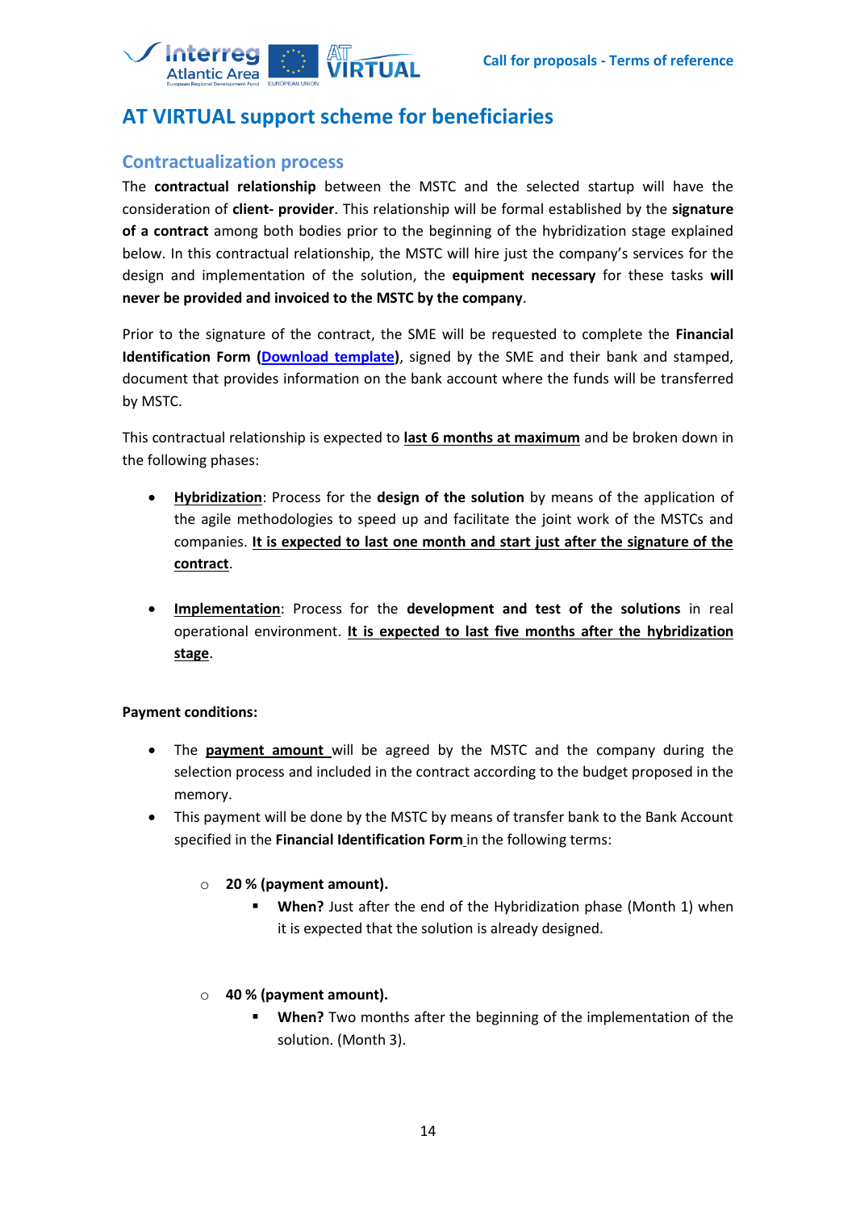# AT VIRTUAL support scheme for beneficiaries

## Contractualization process

The **contractual relationship** between the MSTC and the selected startup will have the consideration of **client- provider**. This relationship will be formal established by the **signature of a contract** among both bodies prior to the beginning of the hybridization stage explained below. In this contractual relationship, the MSTC will hire just the company's services for the design and implementation of the solution, the **equipment necessary** for these tasks **will never be provided and invoiced to the MSTC by the company**.

Prior to the signature of the contract, the SME will be requested to complete the **Financial Identification Form (Download template)**, signed by the SME and their bank and stamped, document that provides information on the bank account where the funds will be transferred by MSTC.

This contractual relationship is expected to **last 6 months at maximum** and be broken down in the following phases:

- **Hybridization**: Process for the **design of the solution** by means of the application of the agile methodologies to speed up and facilitate the joint work of the MSTCs and companies. **It is expected to last one month and start just after the signature of the contract**.
- **Implementation**: Process for the **development and test of the solutions** in real operational environment. **It is expected to last five months after the hybridization stage**.

**Payment conditions:**

- The **payment amount** will be agreed by the MSTC and the company during the selection process and included in the contract according to the budget proposed in the memory.
- This payment will be done by the MSTC by means of transfer bank to the Bank Account specified in the **Financial Identification Form** in the following terms:
    - **20 % (payment amount).**
        - **When?** Just after the end of the Hybridization phase (Month 1) when it is expected that the solution is already designed.
    - **40 % (payment amount).**
        - **When?** Two months after the beginning of the implementation of the solution. (Month 3).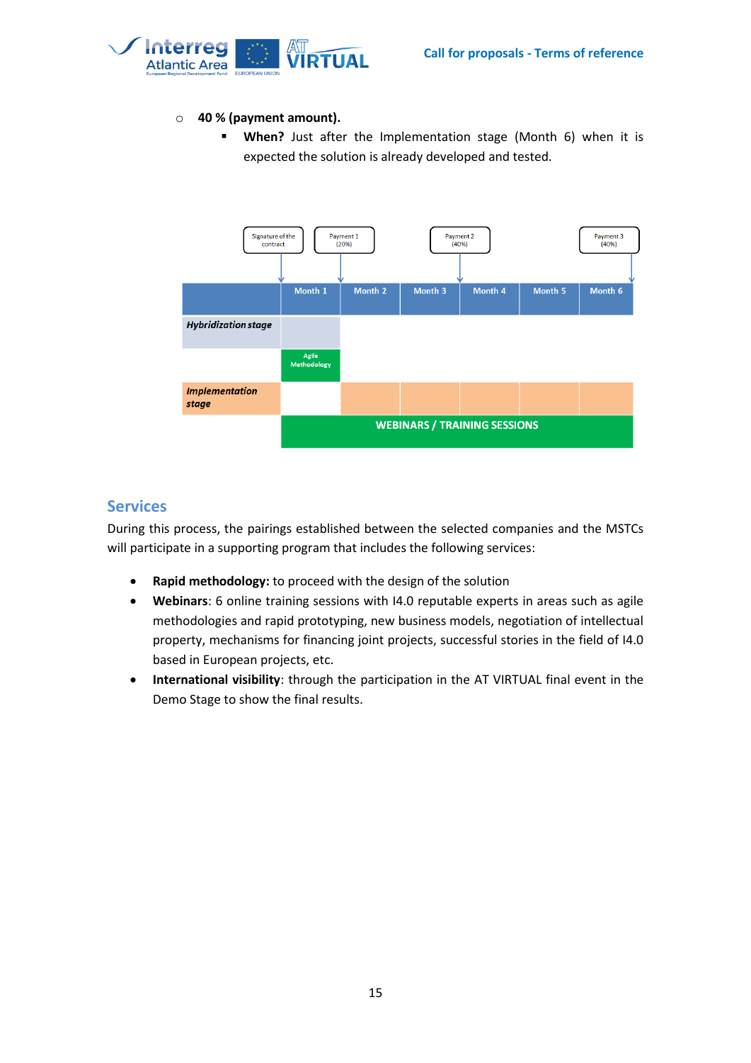- **40 % (payment amount).**
  - **When?** Just after the Implementation stage (Month 6) when it is expected the solution is already developed and tested.

| | Signature of the contract | Payment 1 (20%) | | Payment 2 (40%) | | | Payment 3 (40%) |
|---|---|---|---|---|---|---|---|

| | Month 1 | Month 2 | Month 3 | Month 4 | Month 5 | Month 6 |
|---|---|---|---|---|---|---|
| ***Hybridization stage*** | ■ | | | | | |
| | Agile Methodology | | | | | |
| ***Implementation stage*** | | ■ | ■ | ■ | ■ | ■ |
| | WEBINARS / TRAINING SESSIONS | | | | | |

## Services

During this process, the pairings established between the selected companies and the MSTCs will participate in a supporting program that includes the following services:

- **Rapid methodology:** to proceed with the design of the solution
- **Webinars**: 6 online training sessions with I4.0 reputable experts in areas such as agile methodologies and rapid prototyping, new business models, negotiation of intellectual property, mechanisms for financing joint projects, successful stories in the field of I4.0 based in European projects, etc.
- **International visibility**: through the participation in the AT VIRTUAL final event in the Demo Stage to show the final results.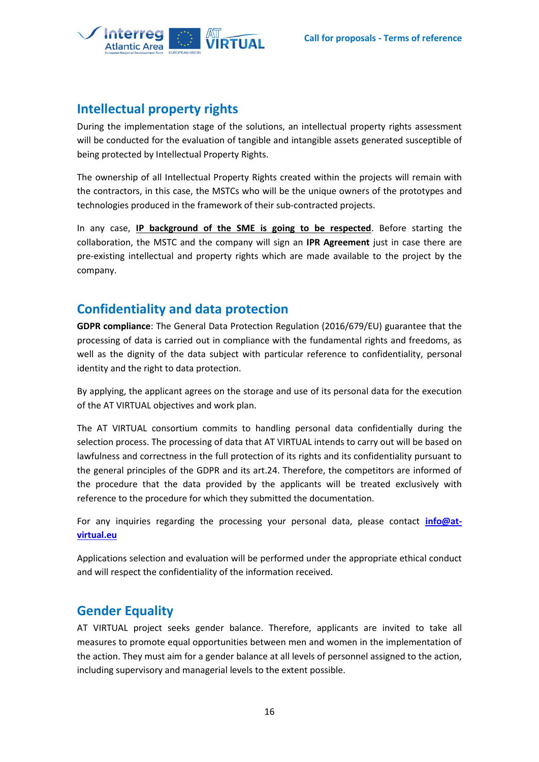## Intellectual property rights

During the implementation stage of the solutions, an intellectual property rights assessment will be conducted for the evaluation of tangible and intangible assets generated susceptible of being protected by Intellectual Property Rights.

The ownership of all Intellectual Property Rights created within the projects will remain with the contractors, in this case, the MSTCs who will be the unique owners of the prototypes and technologies produced in the framework of their sub-contracted projects.

In any case, **IP background of the SME is going to be respected**. Before starting the collaboration, the MSTC and the company will sign an **IPR Agreement** just in case there are pre-existing intellectual and property rights which are made available to the project by the company.

## Confidentiality and data protection

**GDPR compliance**: The General Data Protection Regulation (2016/679/EU) guarantee that the processing of data is carried out in compliance with the fundamental rights and freedoms, as well as the dignity of the data subject with particular reference to confidentiality, personal identity and the right to data protection.

By applying, the applicant agrees on the storage and use of its personal data for the execution of the AT VIRTUAL objectives and work plan.

The AT VIRTUAL consortium commits to handling personal data confidentially during the selection process. The processing of data that AT VIRTUAL intends to carry out will be based on lawfulness and correctness in the full protection of its rights and its confidentiality pursuant to the general principles of the GDPR and its art.24. Therefore, the competitors are informed of the procedure that the data provided by the applicants will be treated exclusively with reference to the procedure for which they submitted the documentation.

For any inquiries regarding the processing your personal data, please contact **info@at-virtual.eu**

Applications selection and evaluation will be performed under the appropriate ethical conduct and will respect the confidentiality of the information received.

## Gender Equality

AT VIRTUAL project seeks gender balance. Therefore, applicants are invited to take all measures to promote equal opportunities between men and women in the implementation of the action. They must aim for a gender balance at all levels of personnel assigned to the action, including supervisory and managerial levels to the extent possible.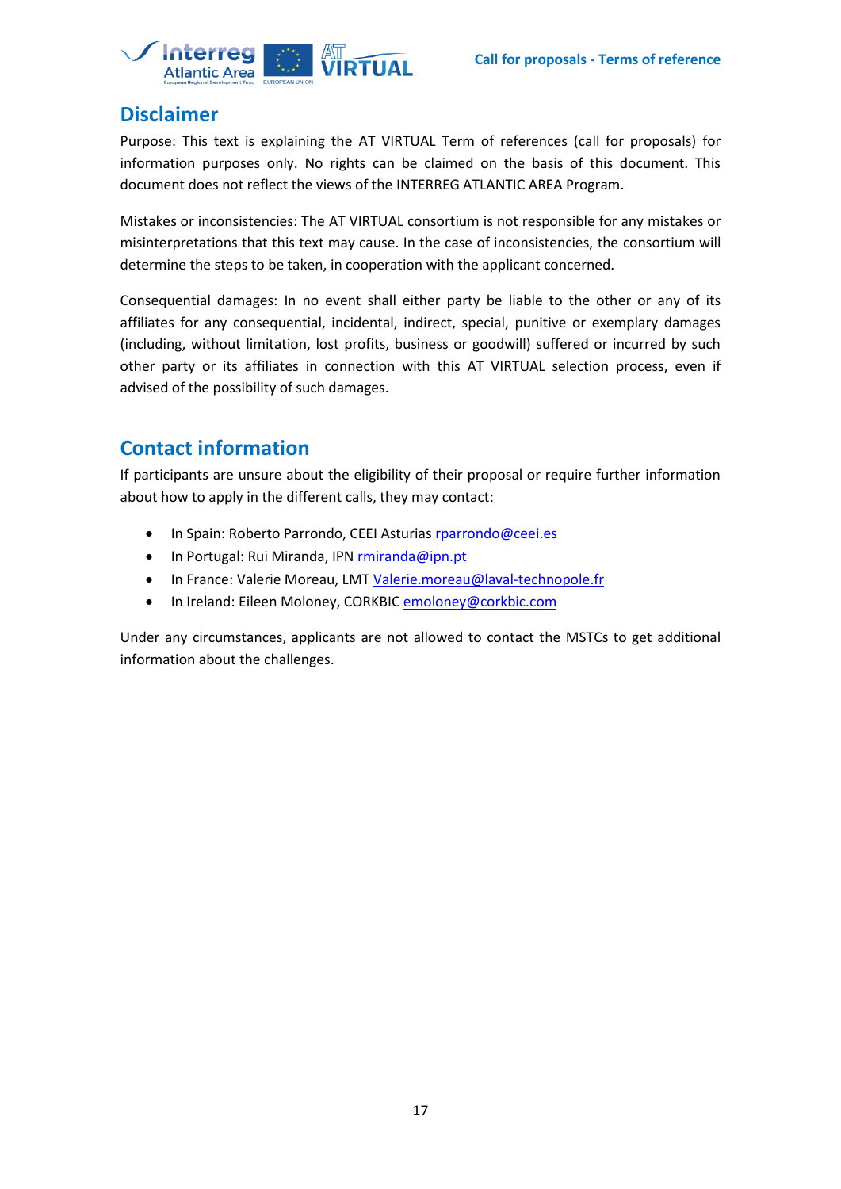## Disclaimer

Purpose: This text is explaining the AT VIRTUAL Term of references (call for proposals) for information purposes only. No rights can be claimed on the basis of this document. This document does not reflect the views of the INTERREG ATLANTIC AREA Program.

Mistakes or inconsistencies: The AT VIRTUAL consortium is not responsible for any mistakes or misinterpretations that this text may cause. In the case of inconsistencies, the consortium will determine the steps to be taken, in cooperation with the applicant concerned.

Consequential damages: In no event shall either party be liable to the other or any of its affiliates for any consequential, incidental, indirect, special, punitive or exemplary damages (including, without limitation, lost profits, business or goodwill) suffered or incurred by such other party or its affiliates in connection with this AT VIRTUAL selection process, even if advised of the possibility of such damages.

## Contact information

If participants are unsure about the eligibility of their proposal or require further information about how to apply in the different calls, they may contact:

- In Spain: Roberto Parrondo, CEEI Asturias rparrondo@ceei.es
- In Portugal: Rui Miranda, IPN rmiranda@ipn.pt
- In France: Valerie Moreau, LMT Valerie.moreau@laval-technopole.fr
- In Ireland: Eileen Moloney, CORKBIC emoloney@corkbic.com

Under any circumstances, applicants are not allowed to contact the MSTCs to get additional information about the challenges.